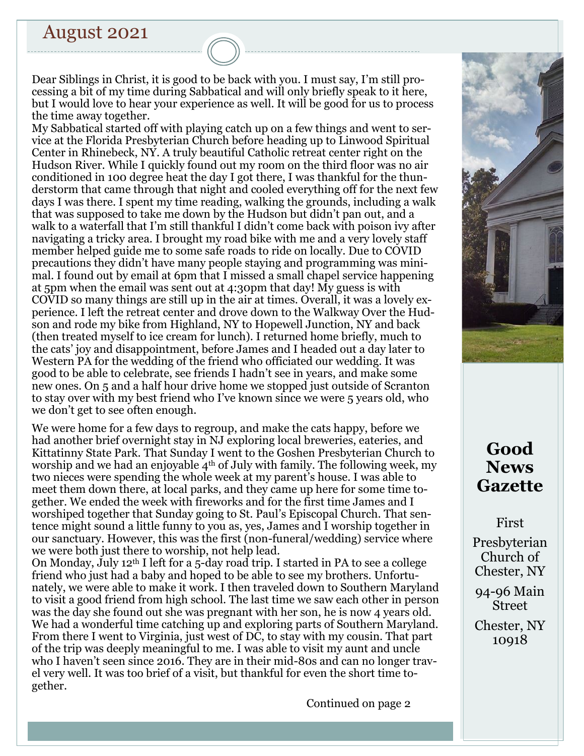# August 2021

Dear Siblings in Christ, it is good to be back with you. I must say, I'm still processing a bit of my time during Sabbatical and will only briefly speak to it here, but I would love to hear your experience as well. It will be good for us to process the time away together.

My Sabbatical started off with playing catch up on a few things and went to service at the Florida Presbyterian Church before heading up to Linwood Spiritual Center in Rhinebeck, NY. A truly beautiful Catholic retreat center right on the Hudson River. While I quickly found out my room on the third floor was no air conditioned in 100 degree heat the day I got there, I was thankful for the thunderstorm that came through that night and cooled everything off for the next few days I was there. I spent my time reading, walking the grounds, including a walk that was supposed to take me down by the Hudson but didn't pan out, and a walk to a waterfall that I'm still thankful I didn't come back with poison ivy after navigating a tricky area. I brought my road bike with me and a very lovely staff member helped guide me to some safe roads to ride on locally. Due to COVID precautions they didn't have many people staying and programming was minimal. I found out by email at 6pm that I missed a small chapel service happening at 5pm when the email was sent out at 4:30pm that day! My guess is with COVID so many things are still up in the air at times. Overall, it was a lovely experience. I left the retreat center and drove down to the Walkway Over the Hudson and rode my bike from Highland, NY to Hopewell Junction, NY and back (then treated myself to ice cream for lunch). I returned home briefly, much to the cats' joy and disappointment, before James and I headed out a day later to Western PA for the wedding of the friend who officiated our wedding. It was good to be able to celebrate, see friends I hadn't see in years, and make some new ones. On 5 and a half hour drive home we stopped just outside of Scranton to stay over with my best friend who I've known since we were 5 years old, who we don't get to see often enough.

We were home for a few days to regroup, and make the cats happy, before we had another brief overnight stay in NJ exploring local breweries, eateries, and Kittatinny State Park. That Sunday I went to the Goshen Presbyterian Church to worship and we had an enjoyable 4th of July with family. The following week, my two nieces were spending the whole week at my parent's house. I was able to meet them down there, at local parks, and they came up here for some time together. We ended the week with fireworks and for the first time James and I worshiped together that Sunday going to St. Paul's Episcopal Church. That sentence might sound a little funny to you as, yes, James and I worship together in our sanctuary. However, this was the first (non-funeral/wedding) service where we were both just there to worship, not help lead.

On Monday, July 12th I left for a 5-day road trip. I started in PA to see a college friend who just had a baby and hoped to be able to see my brothers. Unfortunately, we were able to make it work. I then traveled down to Southern Maryland to visit a good friend from high school. The last time we saw each other in person was the day she found out she was pregnant with her son, he is now 4 years old. We had a wonderful time catching up and exploring parts of Southern Maryland. From there I went to Virginia, just west of DC, to stay with my cousin. That part of the trip was deeply meaningful to me. I was able to visit my aunt and uncle who I haven't seen since 2016. They are in their mid-80s and can no longer travel very well. It was too brief of a visit, but thankful for even the short time together.

Continued on page 2

## Good News Gazette

First Presbyterian Church of Chester, NY

94-96 Main Street

Chester, NY 10918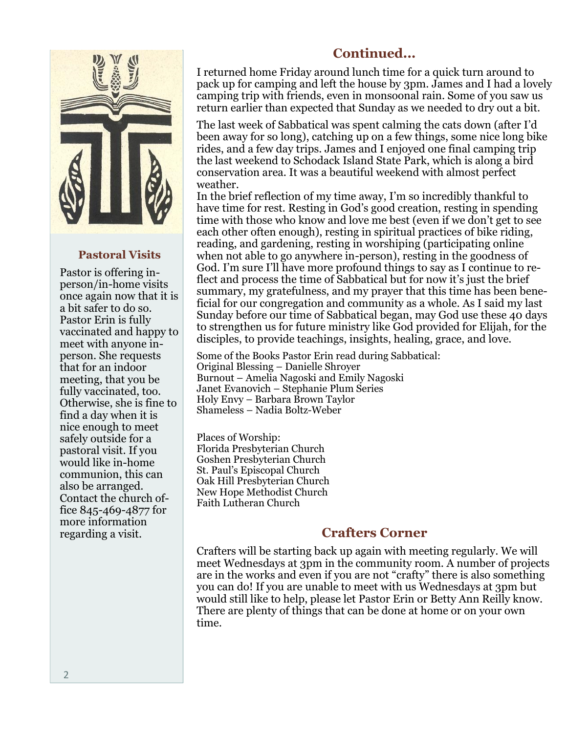## Continued…

I returned home Friday around lunch time for a quick turn around to pack up for camping and left the house by 3pm. James and I had a lovely camping trip with friends, even in monsoonal rain. Some of you saw us return earlier than expected that Sunday as we needed to dry out a bit.

The last week of Sabbatical was spent calming the cats down (after I'd been away for so long), catching up on a few things, some nice long bike rides, and a few day trips. James and I enjoyed one final camping trip the last weekend to Schodack Island State Park, which is along a bird conservation area. It was a beautiful weekend with almost perfect weather.

In the brief reflection of my time away, I'm so incredibly thankful to have time for rest. Resting in God's good creation, resting in spending time with those who know and love me best (even if we don't get to see each other often enough), resting in spiritual practices of bike riding, reading, and gardening, resting in worshiping (participating online when not able to go anywhere in-person), resting in the goodness of God. I'm sure I'll have more profound things to say as I continue to reflect and process the time of Sabbatical but for now it's just the brief summary, my gratefulness, and my prayer that this time has been beneficial for our congregation and community as a whole. As I said my last Sunday before our time of Sabbatical began, may God use these 40 days to strengthen us for future ministry like God provided for Elijah, for the disciples, to provide teachings, insights, healing, grace, and love.

Some of the Books Pastor Erin read during Sabbatical:
Original Blessing – Danielle Shroyer
Burnout – Amelia Nagoski and Emily Nagoski
Janet Evanovich – Stephanie Plum Series
Holy Envy – Barbara Brown Taylor
Shameless – Nadia Boltz-Weber

Places of Worship:
Florida Presbyterian Church
Goshen Presbyterian Church
St. Paul's Episcopal Church
Oak Hill Presbyterian Church
New Hope Methodist Church
Faith Lutheran Church

## Crafters Corner

Crafters will be starting back up again with meeting regularly. We will meet Wednesdays at 3pm in the community room. A number of projects are in the works and even if you are not "crafty" there is also something you can do! If you are unable to meet with us Wednesdays at 3pm but would still like to help, please let Pastor Erin or Betty Ann Reilly know. There are plenty of things that can be done at home or on your own time.

### Pastoral Visits

Pastor is offering in-person/in-home visits once again now that it is a bit safer to do so. Pastor Erin is fully vaccinated and happy to meet with anyone in-person. She requests that for an indoor meeting, that you be fully vaccinated, too. Otherwise, she is fine to find a day when it is nice enough to meet safely outside for a pastoral visit. If you would like in-home communion, this can also be arranged. Contact the church office 845-469-4877 for more information regarding a visit.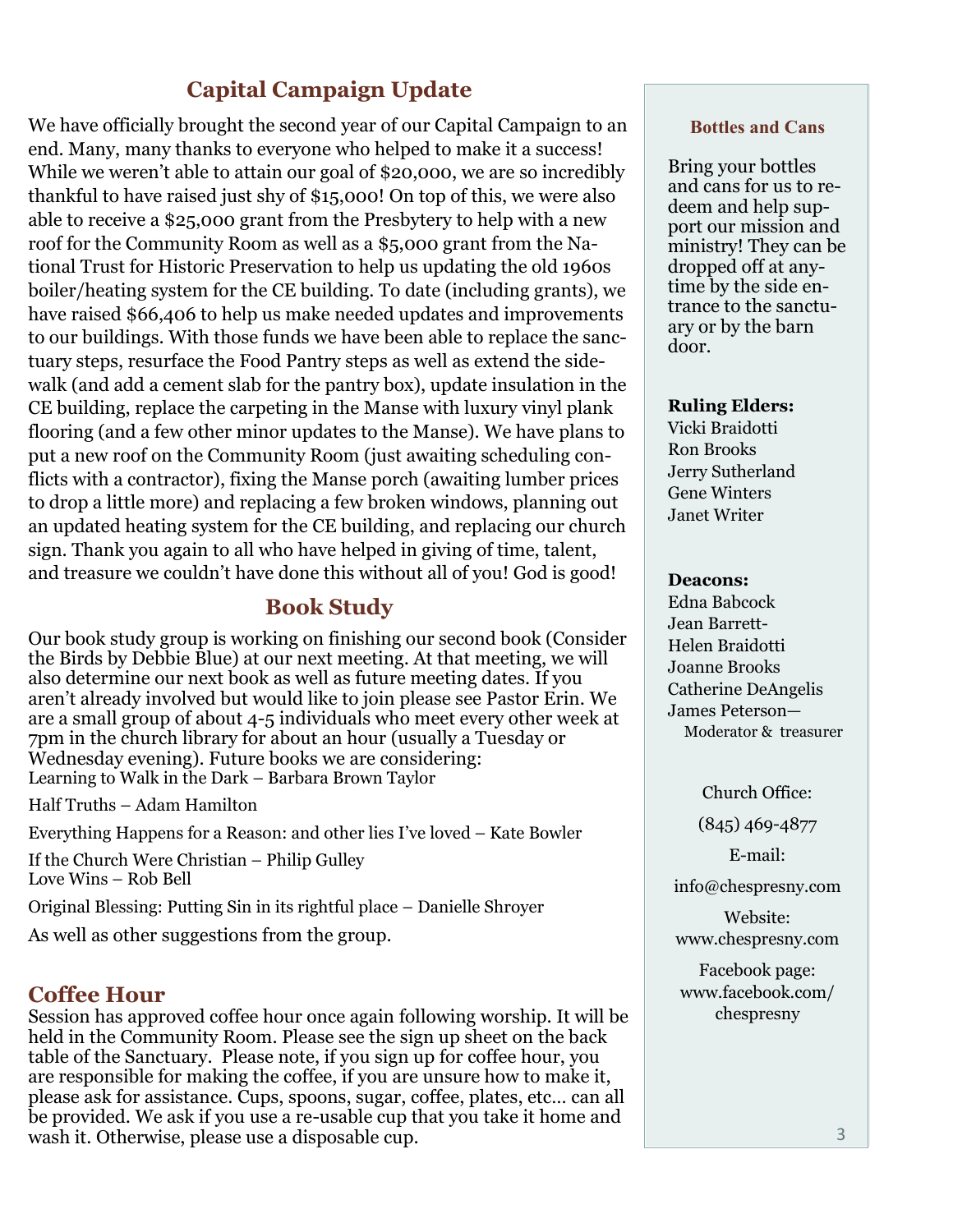## Capital Campaign Update

We have officially brought the second year of our Capital Campaign to an end. Many, many thanks to everyone who helped to make it a success! While we weren't able to attain our goal of $20,000, we are so incredibly thankful to have raised just shy of $15,000! On top of this, we were also able to receive a $25,000 grant from the Presbytery to help with a new roof for the Community Room as well as a $5,000 grant from the National Trust for Historic Preservation to help us updating the old 1960s boiler/heating system for the CE building. To date (including grants), we have raised $66,406 to help us make needed updates and improvements to our buildings. With those funds we have been able to replace the sanctuary steps, resurface the Food Pantry steps as well as extend the sidewalk (and add a cement slab for the pantry box), update insulation in the CE building, replace the carpeting in the Manse with luxury vinyl plank flooring (and a few other minor updates to the Manse). We have plans to put a new roof on the Community Room (just awaiting scheduling conflicts with a contractor), fixing the Manse porch (awaiting lumber prices to drop a little more) and replacing a few broken windows, planning out an updated heating system for the CE building, and replacing our church sign. Thank you again to all who have helped in giving of time, talent, and treasure we couldn't have done this without all of you! God is good!

## Book Study

Our book study group is working on finishing our second book (Consider the Birds by Debbie Blue) at our next meeting. At that meeting, we will also determine our next book as well as future meeting dates. If you aren't already involved but would like to join please see Pastor Erin. We are a small group of about 4-5 individuals who meet every other week at 7pm in the church library for about an hour (usually a Tuesday or Wednesday evening). Future books we are considering:

Learning to Walk in the Dark – Barbara Brown Taylor

Half Truths – Adam Hamilton

Everything Happens for a Reason: and other lies I've loved – Kate Bowler

If the Church Were Christian – Philip Gulley
Love Wins – Rob Bell

Original Blessing: Putting Sin in its rightful place – Danielle Shroyer

As well as other suggestions from the group.

## Coffee Hour

Session has approved coffee hour once again following worship. It will be held in the Community Room. Please see the sign up sheet on the back table of the Sanctuary. Please note, if you sign up for coffee hour, you are responsible for making the coffee, if you are unsure how to make it, please ask for assistance. Cups, spoons, sugar, coffee, plates, etc… can all be provided. We ask if you use a re-usable cup that you take it home and wash it. Otherwise, please use a disposable cup.

### Bottles and Cans

Bring your bottles and cans for us to redeem and help support our mission and ministry! They can be dropped off at anytime by the side entrance to the sanctuary or by the barn door.

**Ruling Elders:**
Vicki Braidotti
Ron Brooks
Jerry Sutherland
Gene Winters
Janet Writer

**Deacons:**
Edna Babcock
Jean Barrett-
Helen Braidotti
Joanne Brooks
Catherine DeAngelis
James Peterson—
Moderator & treasurer

Church Office:
(845) 469-4877

E-mail:
info@chespresny.com

Website:
www.chespresny.com

Facebook page:
www.facebook.com/chespresny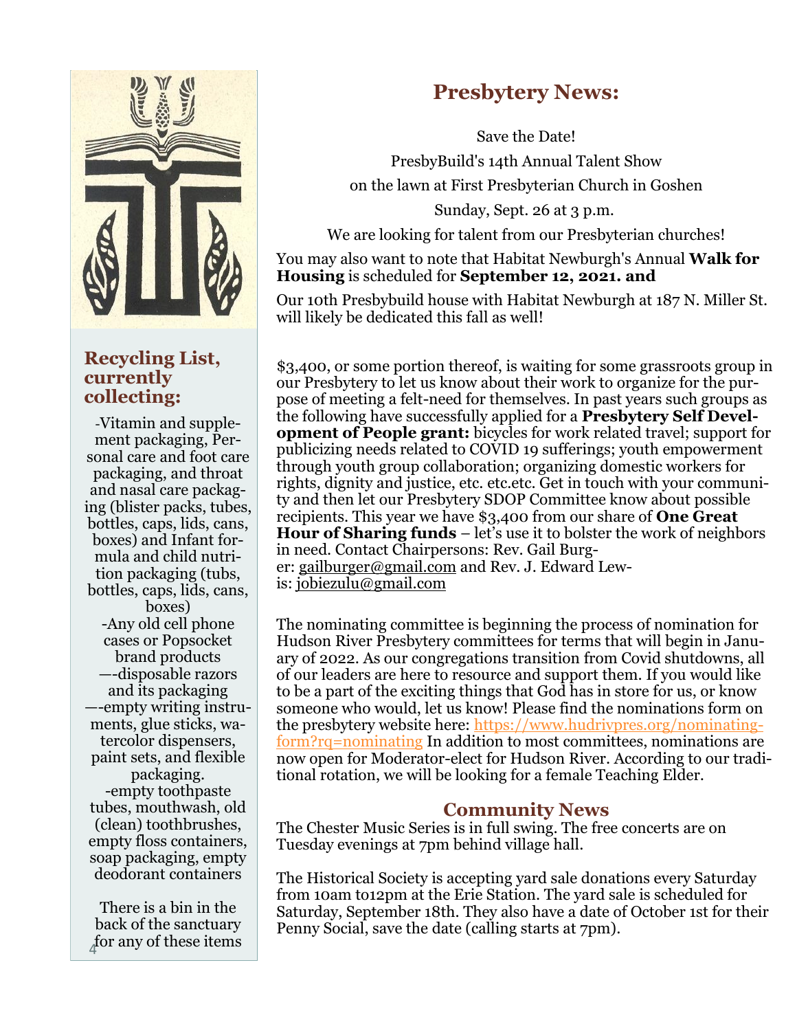## Recycling List, currently collecting:

-Vitamin and supplement packaging, Personal care and foot care packaging, and throat and nasal care packaging (blister packs, tubes, bottles, caps, lids, cans, boxes) and Infant formula and child nutrition packaging (tubs, bottles, caps, lids, cans, boxes)

-Any old cell phone cases or Popsocket brand products

—-disposable razors and its packaging

—-empty writing instruments, glue sticks, watercolor dispensers, paint sets, and flexible packaging.

-empty toothpaste tubes, mouthwash, old (clean) toothbrushes, empty floss containers, soap packaging, empty deodorant containers

There is a bin in the back of the sanctuary for any of these items

# Presbytery News:

Save the Date!

PresbyBuild's 14th Annual Talent Show

on the lawn at First Presbyterian Church in Goshen

Sunday, Sept. 26 at 3 p.m.

We are looking for talent from our Presbyterian churches!

You may also want to note that Habitat Newburgh's Annual **Walk for Housing** is scheduled for **September 12, 2021. and**

Our 10th Presbybuild house with Habitat Newburgh at 187 N. Miller St. will likely be dedicated this fall as well!

$3,400, or some portion thereof, is waiting for some grassroots group in our Presbytery to let us know about their work to organize for the purpose of meeting a felt-need for themselves. In past years such groups as the following have successfully applied for a **Presbytery Self Development of People grant:** bicycles for work related travel; support for publicizing needs related to COVID 19 sufferings; youth empowerment through youth group collaboration; organizing domestic workers for rights, dignity and justice, etc. etc.etc. Get in touch with your community and then let our Presbytery SDOP Committee know about possible recipients. This year we have $3,400 from our share of **One Great Hour of Sharing funds** – let's use it to bolster the work of neighbors in need. Contact Chairpersons: Rev. Gail Burger: gailburger@gmail.com and Rev. J. Edward Lewis: jobiezulu@gmail.com

The nominating committee is beginning the process of nomination for Hudson River Presbytery committees for terms that will begin in January of 2022. As our congregations transition from Covid shutdowns, all of our leaders are here to resource and support them. If you would like to be a part of the exciting things that God has in store for us, or know someone who would, let us know! Please find the nominations form on the presbytery website here: https://www.hudrivpres.org/nominating-form?rq=nominating In addition to most committees, nominations are now open for Moderator-elect for Hudson River. According to our traditional rotation, we will be looking for a female Teaching Elder.

## Community News

The Chester Music Series is in full swing. The free concerts are on Tuesday evenings at 7pm behind village hall.

The Historical Society is accepting yard sale donations every Saturday from 10am to12pm at the Erie Station. The yard sale is scheduled for Saturday, September 18th. They also have a date of October 1st for their Penny Social, save the date (calling starts at 7pm).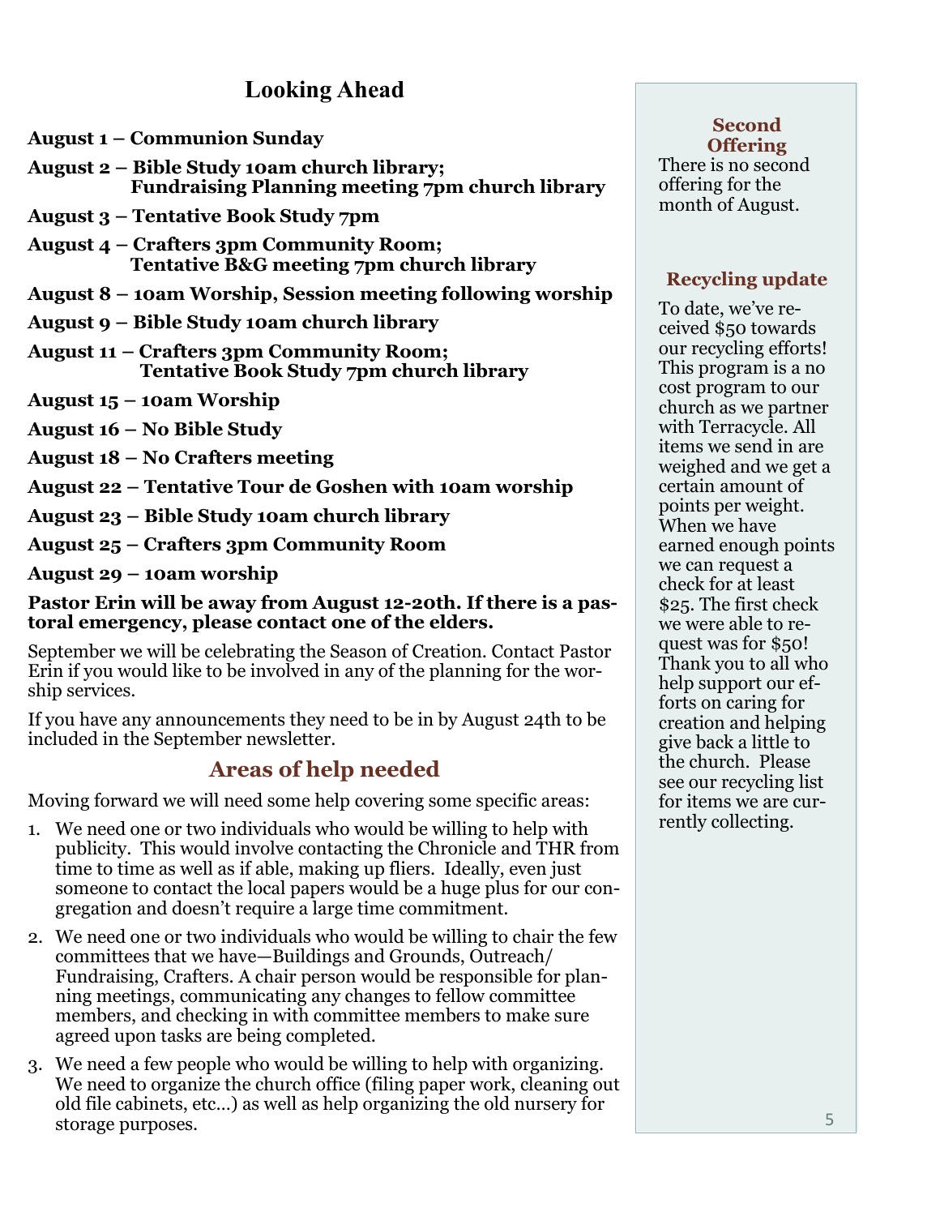## Looking Ahead

**August 1 – Communion Sunday**

**August 2 – Bible Study 10am church library; Fundraising Planning meeting 7pm church library**

**August 3 – Tentative Book Study 7pm**

**August 4 – Crafters 3pm Community Room; Tentative B&G meeting 7pm church library**

**August 8 – 10am Worship, Session meeting following worship**

**August 9 – Bible Study 10am church library**

**August 11 – Crafters 3pm Community Room; Tentative Book Study 7pm church library**

**August 15 – 10am Worship**

**August 16 – No Bible Study**

**August 18 – No Crafters meeting**

**August 22 – Tentative Tour de Goshen with 10am worship**

**August 23 – Bible Study 10am church library**

**August 25 – Crafters 3pm Community Room**

**August 29 – 10am worship**

**Pastor Erin will be away from August 12-20th. If there is a pastoral emergency, please contact one of the elders.**

September we will be celebrating the Season of Creation. Contact Pastor Erin if you would like to be involved in any of the planning for the worship services.

If you have any announcements they need to be in by August 24th to be included in the September newsletter.

## Areas of help needed

Moving forward we will need some help covering some specific areas:

1. We need one or two individuals who would be willing to help with publicity. This would involve contacting the Chronicle and THR from time to time as well as if able, making up fliers. Ideally, even just someone to contact the local papers would be a huge plus for our congregation and doesn't require a large time commitment.
2. We need one or two individuals who would be willing to chair the few committees that we have—Buildings and Grounds, Outreach/ Fundraising, Crafters. A chair person would be responsible for planning meetings, communicating any changes to fellow committee members, and checking in with committee members to make sure agreed upon tasks are being completed.
3. We need a few people who would be willing to help with organizing. We need to organize the church office (filing paper work, cleaning out old file cabinets, etc…) as well as help organizing the old nursery for storage purposes.

### Second Offering

There is no second offering for the month of August.

### Recycling update

To date, we've received $50 towards our recycling efforts! This program is a no cost program to our church as we partner with Terracycle. All items we send in are weighed and we get a certain amount of points per weight. When we have earned enough points we can request a check for at least $25. The first check we were able to request was for $50! Thank you to all who help support our efforts on caring for creation and helping give back a little to the church. Please see our recycling list for items we are currently collecting.